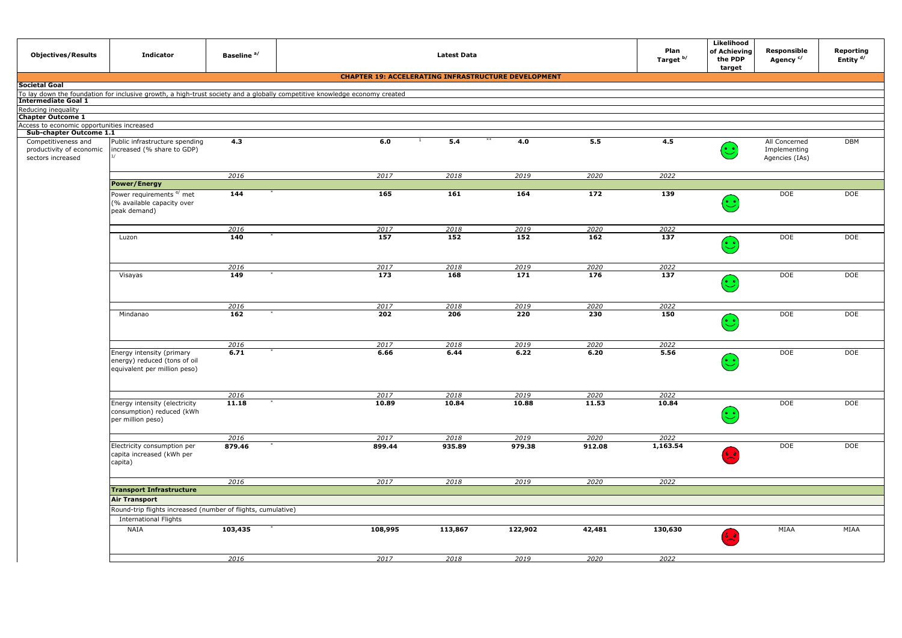| Objectives/Results | Indicator | Baseline [a/] | | Latest Data | | | | Plan Target [b/] | Likelihood of Achieving the PDP target | Responsible Agency [c/] | Reporting Entity [d/] |
|---|---|---|---|---|---|---|---|---|---|---|---|
| **CHAPTER 19: ACCELERATING INFRASTRUCTURE DEVELOPMENT** | | | | | | | | | | | |
| **Societal Goal** | | | | | | | | | | | |
| To lay down the foundation for inclusive growth, a high-trust society and a globally competitive knowledge economy created | | | | | | | | | | | |
| **Intermediate Goal 1** | | | | | | | | | | | |
| Reducing inequality | | | | | | | | | | | |
| **Chapter Outcome 1** | | | | | | | | | | | |
| Access to economic opportunities increased | | | | | | | | | | | |
| **Sub-chapter Outcome 1.1** | | | | | | | | | | | |
| Competitiveness and productivity of economic sectors increased | Public infrastructure spending increased (% share to GDP) [1/] | **4.3** | | **6.0** [1] | **5.4** ** | **4.0** | **5.5** | **4.5** | (green smiley) | All Concerned Implementing Agencies (IAs) | DBM |
| | | *2016* | | *2017* | *2018* | *2019* | *2020* | *2022* | | | |
| | **Power/Energy** | | | | | | | | | | |
| | Power requirements [e/] met (% available capacity over peak demand) | **144** * | | **165** | **161** | **164** | **172** | **139** | (green smiley) | DOE | DOE |
| | | *2016* | | *2017* | *2018* | *2019* | *2020* | *2022* | | | |
| | Luzon | **140** * | | **157** | **152** | **152** | **162** | **137** | (green smiley) | DOE | DOE |
| | | *2016* | | *2017* | *2018* | *2019* | *2020* | *2022* | | | |
| | Visayas | **149** * | | **173** | **168** | **171** | **176** | **137** | (green smiley) | DOE | DOE |
| | | *2016* | | *2017* | *2018* | *2019* | *2020* | *2022* | | | |
| | Mindanao | **162** * | | **202** | **206** | **220** | **230** | **150** | (green smiley) | DOE | DOE |
| | | *2016* | | *2017* | *2018* | *2019* | *2020* | *2022* | | | |
| | Energy intensity (primary energy) reduced (tons of oil equivalent per million peso) | **6.71** * | | **6.66** | **6.44** | **6.22** | **6.20** | **5.56** | (green smiley) | DOE | DOE |
| | | *2016* | | *2017* | *2018* | *2019* | *2020* | *2022* | | | |
| | Energy intensity (electricity consumption) reduced (kWh per million peso) | **11.18** * | | **10.89** | **10.84** | **10.88** | **11.53** | **10.84** | (green smiley) | DOE | DOE |
| | | *2016* | | *2017* | *2018* | *2019* | *2020* | *2022* | | | |
| | Electricity consumption per capita increased (kWh per capita) | **879.46** * | | **899.44** | **935.89** | **979.38** | **912.08** | **1,163.54** | (red sad face) | DOE | DOE |
| | | *2016* | | *2017* | *2018* | *2019* | *2020* | *2022* | | | |
| | **Transport Infrastructure** | | | | | | | | | | |
| | **Air Transport** | | | | | | | | | | |
| | Round-trip flights increased (number of flights, cumulative) | | | | | | | | | | |
| | International Flights | | | | | | | | | | |
| | NAIA | **103,435** * | | **108,995** | **113,867** | **122,902** | **42,481** | **130,630** | (red sad face) | MIAA | MIAA |
| | | *2016* | | *2017* | *2018* | *2019* | *2020* | *2022* | | | |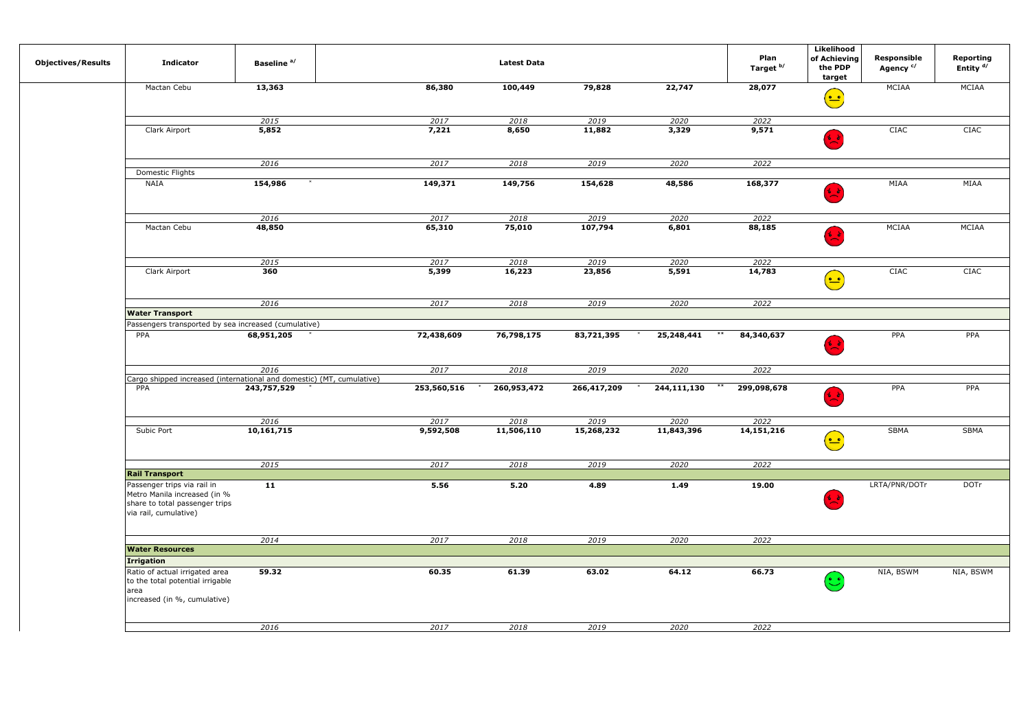| Objectives/Results | Indicator | Baseline [a/] | Latest Data | | | | Plan Target [b/] | Likelihood of Achieving the PDP target | Responsible Agency [c/] | Reporting Entity [d/] |
|---|---|---|---|---|---|---|---|---|---|---|
| | Mactan Cebu | 13,363 | 86,380 | 100,449 | 79,828 | 22,747 | 28,077 | 😐 | MCIAA | MCIAA |
| | | *2015* | *2017* | *2018* | *2019* | *2020* | *2022* | | | |
| | Clark Airport | 5,852 | 7,221 | 8,650 | 11,882 | 3,329 | 9,571 | ☹ | CIAC | CIAC |
| | | *2016* | *2017* | *2018* | *2019* | *2020* | *2022* | | | |
| | Domestic Flights | | | | | | | | | |
| | NAIA | 154,986 * | 149,371 | 149,756 | 154,628 | 48,586 | 168,377 | ☹ | MIAA | MIAA |
| | | *2016* | *2017* | *2018* | *2019* | *2020* | *2022* | | | |
| | Mactan Cebu | 48,850 | 65,310 | 75,010 | 107,794 | 6,801 | 88,185 | ☹ | MCIAA | MCIAA |
| | | *2015* | *2017* | *2018* | *2019* | *2020* | *2022* | | | |
| | Clark Airport | 360 | 5,399 | 16,223 | 23,856 | 5,591 | 14,783 | 😐 | CIAC | CIAC |
| | | *2016* | *2017* | *2018* | *2019* | *2020* | *2022* | | | |
| | **Water Transport** | | | | | | | | | |
| | Passengers transported by sea increased (cumulative) | | | | | | | | | |
| | PPA | 68,951,205 * | 72,438,609 | 76,798,175 | 83,721,395 * | 25,248,441 ** | 84,340,637 | ☹ | PPA | PPA |
| | | *2016* | *2017* | *2018* | *2019* | *2020* | *2022* | | | |
| | Cargo shipped increased (international and domestic) (MT, cumulative) | | | | | | | | | |
| | PPA | 243,757,529 * | 253,560,516 * | 260,953,472 | 266,417,209 * | 244,111,130 ** | 299,098,678 | ☹ | PPA | PPA |
| | | *2016* | *2017* | *2018* | *2019* | *2020* | *2022* | | | |
| | Subic Port | 10,161,715 | 9,592,508 | 11,506,110 | 15,268,232 | 11,843,396 | 14,151,216 | 😐 | SBMA | SBMA |
| | | *2015* | *2017* | *2018* | *2019* | *2020* | *2022* | | | |
| | **Rail Transport** | | | | | | | | | |
| | Passenger trips via rail in Metro Manila increased (in % share to total passenger trips via rail, cumulative) | 11 | 5.56 | 5.20 | 4.89 | 1.49 | 19.00 | ☹ | LRTA/PNR/DOTr | DOTr |
| | | *2014* | *2017* | *2018* | *2019* | *2020* | *2022* | | | |
| | **Water Resources** | | | | | | | | | |
| | **Irrigation** | | | | | | | | | |
| | Ratio of actual irrigated area to the total potential irrigable area increased (in %, cumulative) | 59.32 | 60.35 | 61.39 | 63.02 | 64.12 | 66.73 | 🙂 | NIA, BSWM | NIA, BSWM |
| | | *2016* | *2017* | *2018* | *2019* | *2020* | *2022* | | | |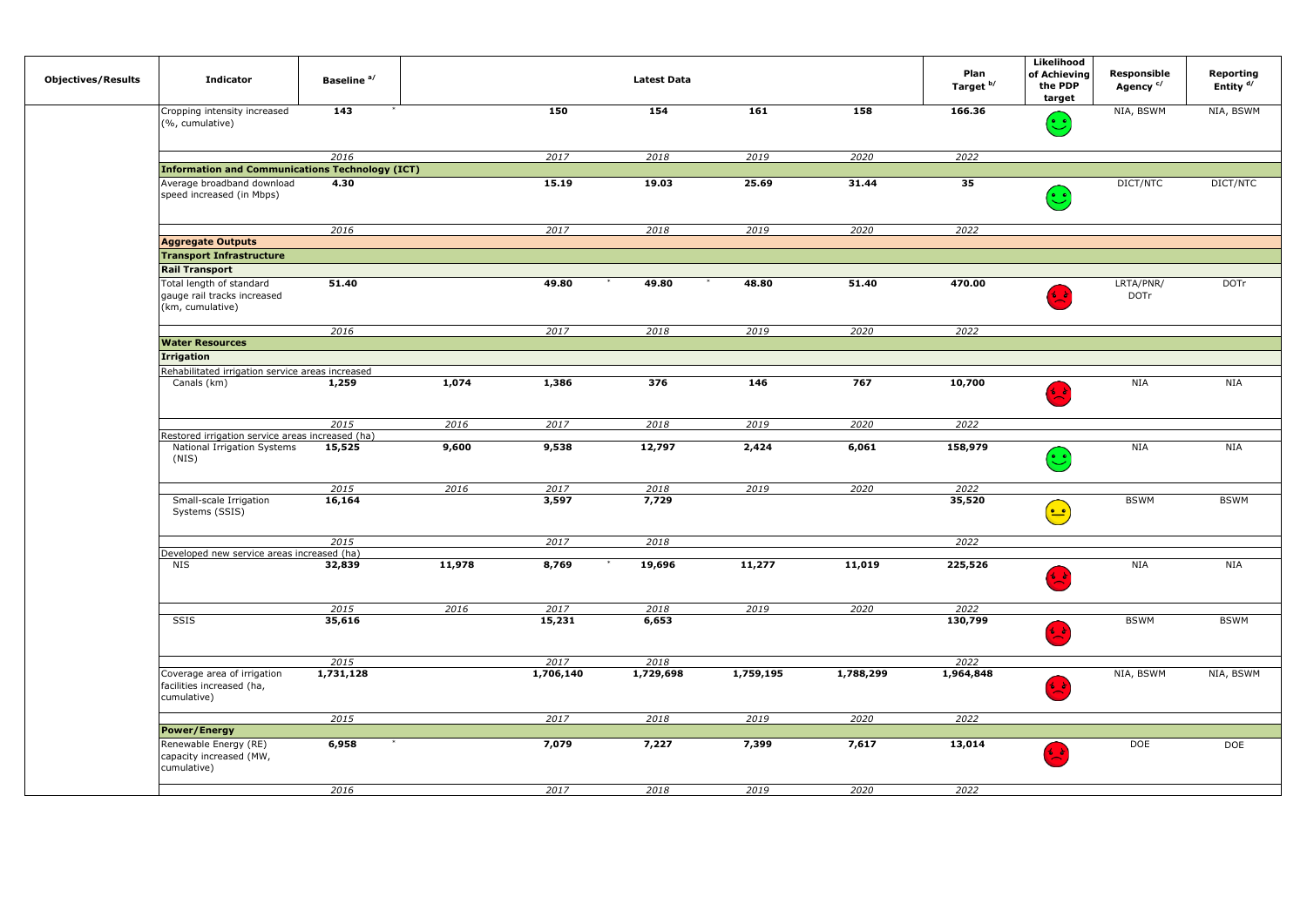| Objectives/Results | Indicator | Baseline a/ | | Latest Data | | | | Plan Target b/ | Likelihood of Achieving the PDP target | Responsible Agency c/ | Reporting Entity d/ |
|---|---|---|---|---|---|---|---|---|---|---|---|
| | Cropping intensity increased (%, cumulative) | 143 * | | 150 | 154 | 161 | 158 | 166.36 | 🙂 | NIA, BSWM | NIA, BSWM |
| | | *2016* | | *2017* | *2018* | *2019* | *2020* | *2022* | | | |
| | **Information and Communications Technology (ICT)** | | | | | | | | | | |
| | Average broadband download speed increased (in Mbps) | 4.30 | | 15.19 | 19.03 | 25.69 | 31.44 | 35 | 🙂 | DICT/NTC | DICT/NTC |
| | | *2016* | | *2017* | *2018* | *2019* | *2020* | *2022* | | | |
| | **Aggregate Outputs** | | | | | | | | | | |
| | **Transport Infrastructure** | | | | | | | | | | |
| | **Rail Transport** | | | | | | | | | | |
| | Total length of standard gauge rail tracks increased (km, cumulative) | 51.40 | | 49.80 * | 49.80 * | 48.80 | 51.40 | 470.00 | ☹️ | LRTA/PNR/ DOTr | DOTr |
| | | *2016* | | *2017* | *2018* | *2019* | *2020* | *2022* | | | |
| | **Water Resources** | | | | | | | | | | |
| | **Irrigation** | | | | | | | | | | |
| | Rehabilitated irrigation service areas increased | | | | | | | | | | |
| | Canals (km) | 1,259 | 1,074 | 1,386 | 376 | 146 | 767 | 10,700 | ☹️ | NIA | NIA |
| | | *2015* | *2016* | *2017* | *2018* | *2019* | *2020* | *2022* | | | |
| | Restored irrigation service areas increased (ha) | | | | | | | | | | |
| | National Irrigation Systems (NIS) | 15,525 | 9,600 | 9,538 | 12,797 | 2,424 | 6,061 | 158,979 | 🙂 | NIA | NIA |
| | | *2015* | *2016* | *2017* | *2018* | *2019* | *2020* | *2022* | | | |
| | Small-scale Irrigation Systems (SSIS) | 16,164 | | 3,597 | 7,729 | | | 35,520 | 😐 | BSWM | BSWM |
| | | *2015* | | *2017* | *2018* | | | *2022* | | | |
| | Developed new service areas increased (ha) | | | | | | | | | | |
| | NIS | 32,839 | 11,978 | 8,769 * | 19,696 | 11,277 | 11,019 | 225,526 | ☹️ | NIA | NIA |
| | | *2015* | *2016* | *2017* | *2018* | *2019* | *2020* | *2022* | | | |
| | SSIS | 35,616 | | 15,231 | 6,653 | | | 130,799 | ☹️ | BSWM | BSWM |
| | | *2015* | | *2017* | *2018* | | | *2022* | | | |
| | Coverage area of irrigation facilities increased (ha, cumulative) | 1,731,128 | | 1,706,140 | 1,729,698 | 1,759,195 | 1,788,299 | 1,964,848 | ☹️ | NIA, BSWM | NIA, BSWM |
| | | *2015* | | *2017* | *2018* | *2019* | *2020* | *2022* | | | |
| | **Power/Energy** | | | | | | | | | | |
| | Renewable Energy (RE) capacity increased (MW, cumulative) | 6,958 * | | 7,079 | 7,227 | 7,399 | 7,617 | 13,014 | ☹️ | DOE | DOE |
| | | *2016* | | *2017* | *2018* | *2019* | *2020* | *2022* | | | |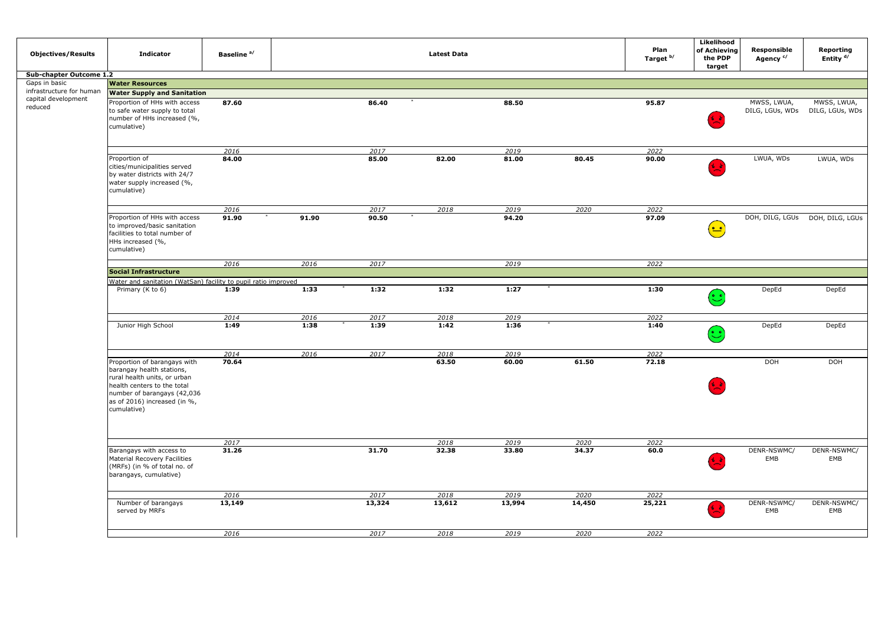| Objectives/Results | Indicator | Baseline [a/] | Latest Data | | | | | Plan Target [b/] | Likelihood of Achieving the PDP target | Responsible Agency [c/] | Reporting Entity [d/] |
|---|---|---|---|---|---|---|---|---|---|---|---|
| **Sub-chapter Outcome 1.2** | | | | | | | | | | | |
| Gaps in basic infrastructure for human capital development reduced | **Water Resources** | | | | | | | | | | |
| | **Water Supply and Sanitation** | | | | | | | | | | |
| | Proportion of HHs with access to safe water supply to total number of HHs increased (%, cumulative) | **87.60** | | **86.40** * | | **88.50** | | **95.87** | 😞 | MWSS, LWUA, DILG, LGUs, WDs | MWSS, LWUA, DILG, LGUs, WDs |
| | | *2016* | | *2017* | | *2019* | | *2022* | | | |
| | Proportion of cities/municipalities served by water districts with 24/7 water supply increased (%, cumulative) | **84.00** | | **85.00** | **82.00** | **81.00** | **80.45** | **90.00** | 😞 | LWUA, WDs | LWUA, WDs |
| | | *2016* | | *2017* | *2018* | *2019* | *2020* | *2022* | | | |
| | Proportion of HHs with access to improved/basic sanitation facilities to total number of HHs increased (%, cumulative) | **91.90** * | **91.90** | **90.50** * | | **94.20** | | **97.09** | 😐 | DOH, DILG, LGUs | DOH, DILG, LGUs |
| | | *2016* | *2016* | *2017* | | *2019* | | *2022* | | | |
| | **Social Infrastructure** | | | | | | | | | | |
| | Water and sanitation (WatSan) facility to pupil ratio improved | | | | | | | | | | |
| | Primary (K to 6) | **1:39** | **1:33** * | **1:32** | **1:32** | **1:27** * | | **1:30** | 😊 | DepEd | DepEd |
| | | *2014* | *2016* | *2017* | *2018* | *2019* | | *2022* | | | |
| | Junior High School | **1:49** | **1:38** * | **1:39** | **1:42** | **1:36** * | | **1:40** | 😊 | DepEd | DepEd |
| | | *2014* | *2016* | *2017* | *2018* | *2019* | | *2022* | | | |
| | Proportion of barangays with barangay health stations, rural health units, or urban health centers to the total number of barangays (42,036 as of 2016) increased (in %, cumulative) | **70.64** | | | **63.50** | **60.00** | **61.50** | **72.18** | 😞 | DOH | DOH |
| | | *2017* | | | *2018* | *2019* | *2020* | *2022* | | | |
| | Barangays with access to Material Recovery Facilities (MRFs) (in % of total no. of barangays, cumulative) | **31.26** | | **31.70** | **32.38** | **33.80** | **34.37** | **60.0** | 😞 | DENR-NSWMC/ EMB | DENR-NSWMC/ EMB |
| | | *2016* | | *2017* | *2018* | *2019* | *2020* | *2022* | | | |
| | Number of barangays served by MRFs | **13,149** | | **13,324** | **13,612** | **13,994** | **14,450** | **25,221** | 😞 | DENR-NSWMC/ EMB | DENR-NSWMC/ EMB |
| | | *2016* | | *2017* | *2018* | *2019* | *2020* | *2022* | | | |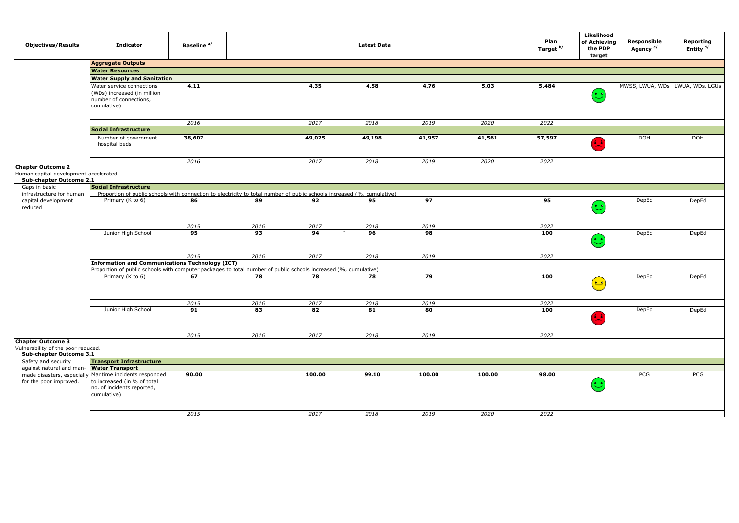| Objectives/Results | Indicator | Baseline [a/] | Latest Data | | | | | Plan Target [b/] | Likelihood of Achieving the PDP target | Responsible Agency [c/] | Reporting Entity [d/] |
|---|---|---|---|---|---|---|---|---|---|---|---|
| | **Aggregate Outputs** | | | | | | | | | | |
| | **Water Resources** | | | | | | | | | | |
| | **Water Supply and Sanitation** | | | | | | | | | | |
| | Water service connections (WDs) increased (in million number of connections, cumulative) | **4.11** | | **4.35** | **4.58** | **4.76** | **5.03** | **5.484** | 🙂 | MWSS, LWUA, WDs | LWUA, WDs, LGUs |
| | | *2016* | | *2017* | *2018* | *2019* | *2020* | *2022* | | | |
| | **Social Infrastructure** | | | | | | | | | | |
| | Number of government hospital beds | **38,607** | | **49,025** | **49,198** | **41,957** | **41,561** | **57,597** | ☹ | DOH | DOH |
| | | *2016* | | *2017* | *2018* | *2019* | *2020* | *2022* | | | |
| **Chapter Outcome 2** | | | | | | | | | | | |
| Human capital development accelerated | | | | | | | | | | | |
| **Sub-chapter Outcome 2.1** | | | | | | | | | | | |
| Gaps in basic infrastructure for human capital development reduced | **Social Infrastructure** | | | | | | | | | | |
| | Proportion of public schools with connection to electricity to total number of public schools increased (%, cumulative) | | | | | | | | | | |
| | Primary (K to 6) | **86** | **89** | **92** | **95** | **97** | | **95** | 🙂 | DepEd | DepEd |
| | | *2015* | *2016* | *2017* | *2018* | *2019* | | *2022* | | | |
| | Junior High School | **95** | **93** | **94** * | **96** | **98** | | **100** | 🙂 | DepEd | DepEd |
| | | *2015* | *2016* | *2017* | *2018* | *2019* | | *2022* | | | |
| | **Information and Communications Technology (ICT)** | | | | | | | | | | |
| | Proportion of public schools with computer packages to total number of public schools increased (%, cumulative) | | | | | | | | | | |
| | Primary (K to 6) | **67** | **78** | **78** | **78** | **79** | | **100** | 😐 | DepEd | DepEd |
| | | *2015* | *2016* | *2017* | *2018* | *2019* | | *2022* | | | |
| | Junior High School | **91** | **83** | **82** | **81** | **80** | | **100** | ☹ | DepEd | DepEd |
| | | *2015* | *2016* | *2017* | *2018* | *2019* | | *2022* | | | |
| **Chapter Outcome 3** | | | | | | | | | | | |
| Vulnerability of the poor reduced. | | | | | | | | | | | |
| **Sub-chapter Outcome 3.1** | | | | | | | | | | | |
| Safety and security against natural and man-made disasters, especially for the poor improved. | **Transport Infrastructure** | | | | | | | | | | |
| | **Water Transport** | | | | | | | | | | |
| | Maritime incidents responded to increased (in % of total no. of incidents reported, cumulative) | **90.00** | | **100.00** | **99.10** | **100.00** | **100.00** | **98.00** | 🙂 | PCG | PCG |
| | | *2015* | | *2017* | *2018* | *2019* | *2020* | *2022* | | | |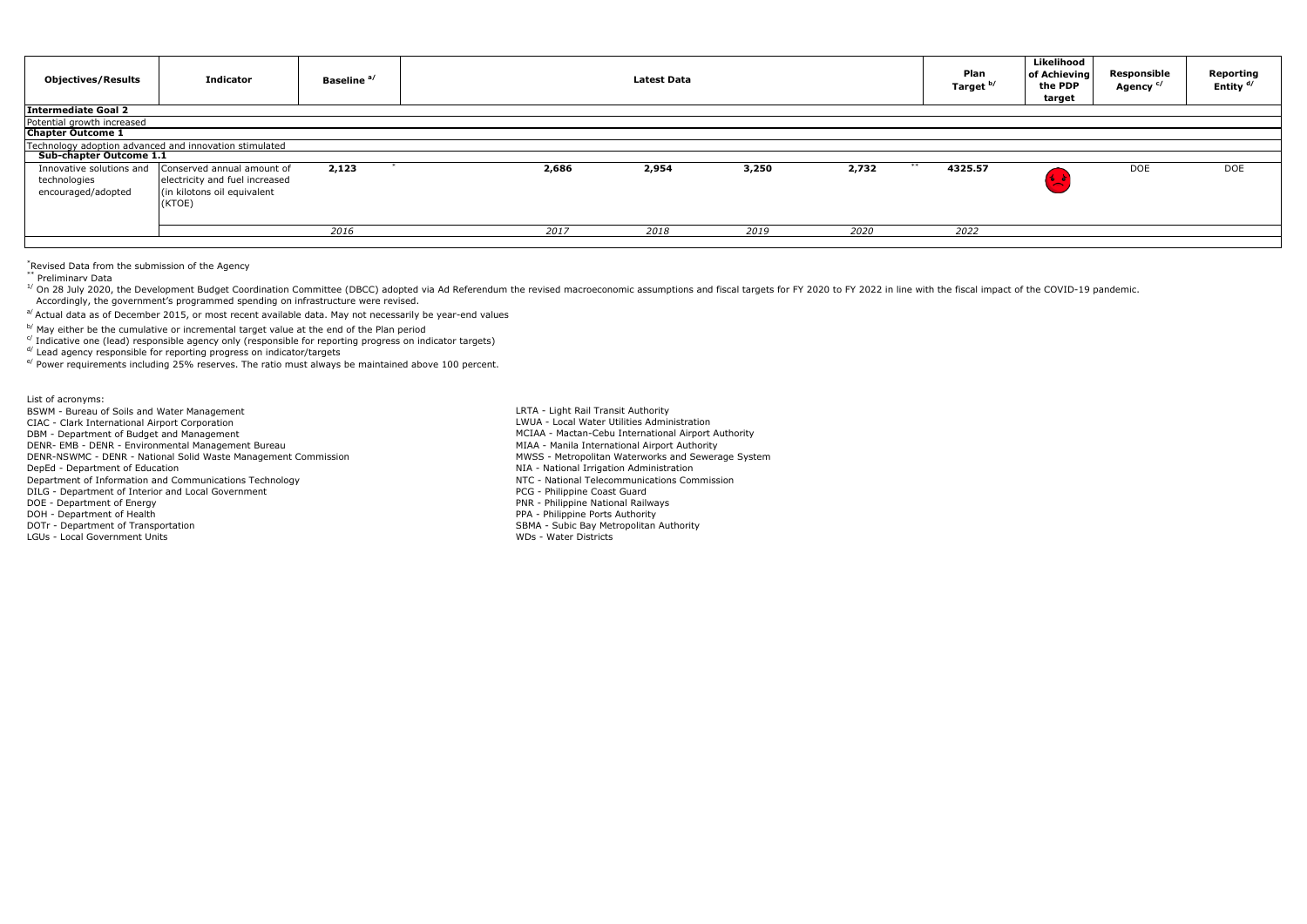| Objectives/Results | Indicator | Baseline [a] | Latest Data | | | | Plan Target [b] | Likelihood of Achieving the PDP target | Responsible Agency [c] | Reporting Entity [d] |
|---|---|---|---|---|---|---|---|---|---|---|
| **Intermediate Goal 2** | | | | | | | | | | |
| Potential growth increased | | | | | | | | | | |
| **Chapter Outcome 1** | | | | | | | | | | |
| Technology adoption advanced and innovation stimulated | | | | | | | | | | |
| **Sub-chapter Outcome 1.1** | | | | | | | | | | |
| Innovative solutions and technologies encouraged/adopted | Conserved annual amount of electricity and fuel increased (in kilotons oil equivalent (KTOE) | **2,123** * | **2,686** | **2,954** | **3,250** | **2,732** ** | **4325.57** | | DOE | DOE |
| | | *2016* | *2017* | *2018* | *2019* | *2020* | *2022* | | | |

*Revised Data from the submission of the Agency

** Preliminary Data

[1] On 28 July 2020, the Development Budget Coordination Committee (DBCC) adopted via Ad Referendum the revised macroeconomic assumptions and fiscal targets for FY 2020 to FY 2022 in line with the fiscal impact of the COVID-19 pandemic. Accordingly, the government's programmed spending on infrastructure were revised.

[a] Actual data as of December 2015, or most recent available data. May not necessarily be year-end values

[b] May either be the cumulative or incremental target value at the end of the Plan period

[c] Indicative one (lead) responsible agency only (responsible for reporting progress on indicator targets)

[d] Lead agency responsible for reporting progress on indicator/targets

[e] Power requirements including 25% reserves. The ratio must always be maintained above 100 percent.

List of acronyms:

BSWM - Bureau of Soils and Water Management
CIAC - Clark International Airport Corporation
DBM - Department of Budget and Management
DENR- EMB - DENR - Environmental Management Bureau
DENR-NSWMC - DENR - National Solid Waste Management Commission
DepEd - Department of Education
Department of Information and Communications Technology
DILG - Department of Interior and Local Government
DOE - Department of Energy
DOH - Department of Health
DOTr - Department of Transportation
LGUs - Local Government Units
LRTA - Light Rail Transit Authority
LWUA - Local Water Utilities Administration
MCIAA - Mactan-Cebu International Airport Authority
MIAA - Manila International Airport Authority
MWSS - Metropolitan Waterworks and Sewerage System
NIA - National Irrigation Administration
NTC - National Telecommunications Commission
PCG - Philippine Coast Guard
PNR - Philippine National Railways
PPA - Philippine Ports Authority
SBMA - Subic Bay Metropolitan Authority
WDs - Water Districts